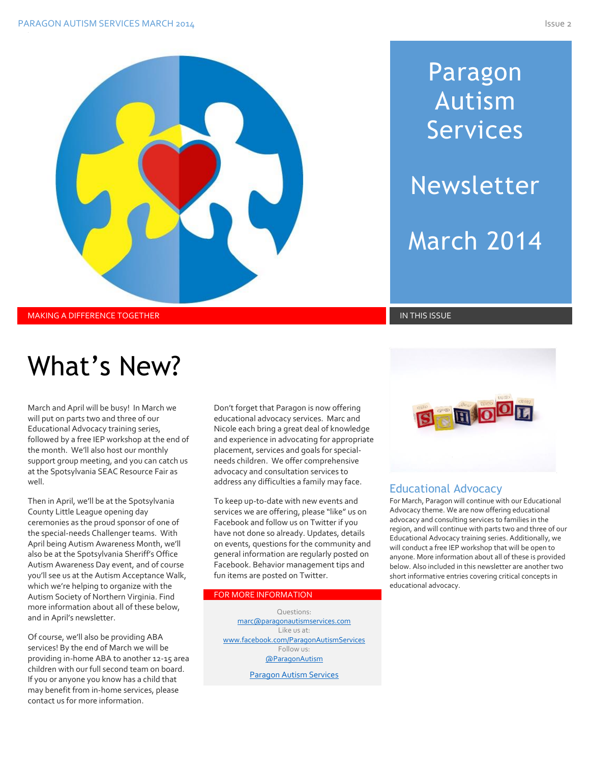# Paragon Autism Services

# Newsletter

# March 2014

MAKING A DIFFERENCE TOGETHER

IN THIS ISSUE

# What's New?

March and April will be busy! In March we will put on parts two and three of our Educational Advocacy training series, followed by a free IEP workshop at the end of the month. We'll also host our monthly support group meeting, and you can catch us at the Spotsylvania SEAC Resource Fair as well.

Then in April, we'll be at the Spotsylvania County Little League opening day ceremonies as the proud sponsor of one of the special-needs Challenger teams. With April being Autism Awareness Month, we'll also be at the Spotsylvania Sheriff's Office Autism Awareness Day event, and of course you'll see us at the Autism Acceptance Walk, which we're helping to organize with the Autism Society of Northern Virginia. Find more information about all of these below, and in April's newsletter.

Of course, we'll also be providing ABA services! By the end of March we will be providing in-home ABA to another 12-15 area children with our full second team on board. If you or anyone you know has a child that may benefit from in-home services, please contact us for more information.

Don't forget that Paragon is now offering educational advocacy services. Marc and Nicole each bring a great deal of knowledge and experience in advocating for appropriate placement, services and goals for special-needs children. We offer comprehensive advocacy and consultation services to address any difficulties a family may face.

To keep up-to-date with new events and services we are offering, please "like" us on Facebook and follow us on Twitter if you have not done so already. Updates, details on events, questions for the community and general information are regularly posted on Facebook. Behavior management tips and fun items are posted on Twitter.

### FOR MORE INFORMATION

Questions:
marc@paragonautismservices.com
Like us at:
www.facebook.com/ParagonAutismServices
Follow us:
@ParagonAutism

Paragon Autism Services

## Educational Advocacy

For March, Paragon will continue with our Educational Advocacy theme. We are now offering educational advocacy and consulting services to families in the region, and will continue with parts two and three of our Educational Advocacy training series. Additionally, we will conduct a free IEP workshop that will be open to anyone. More information about all of these is provided below. Also included in this newsletter are another two short informative entries covering critical concepts in educational advocacy.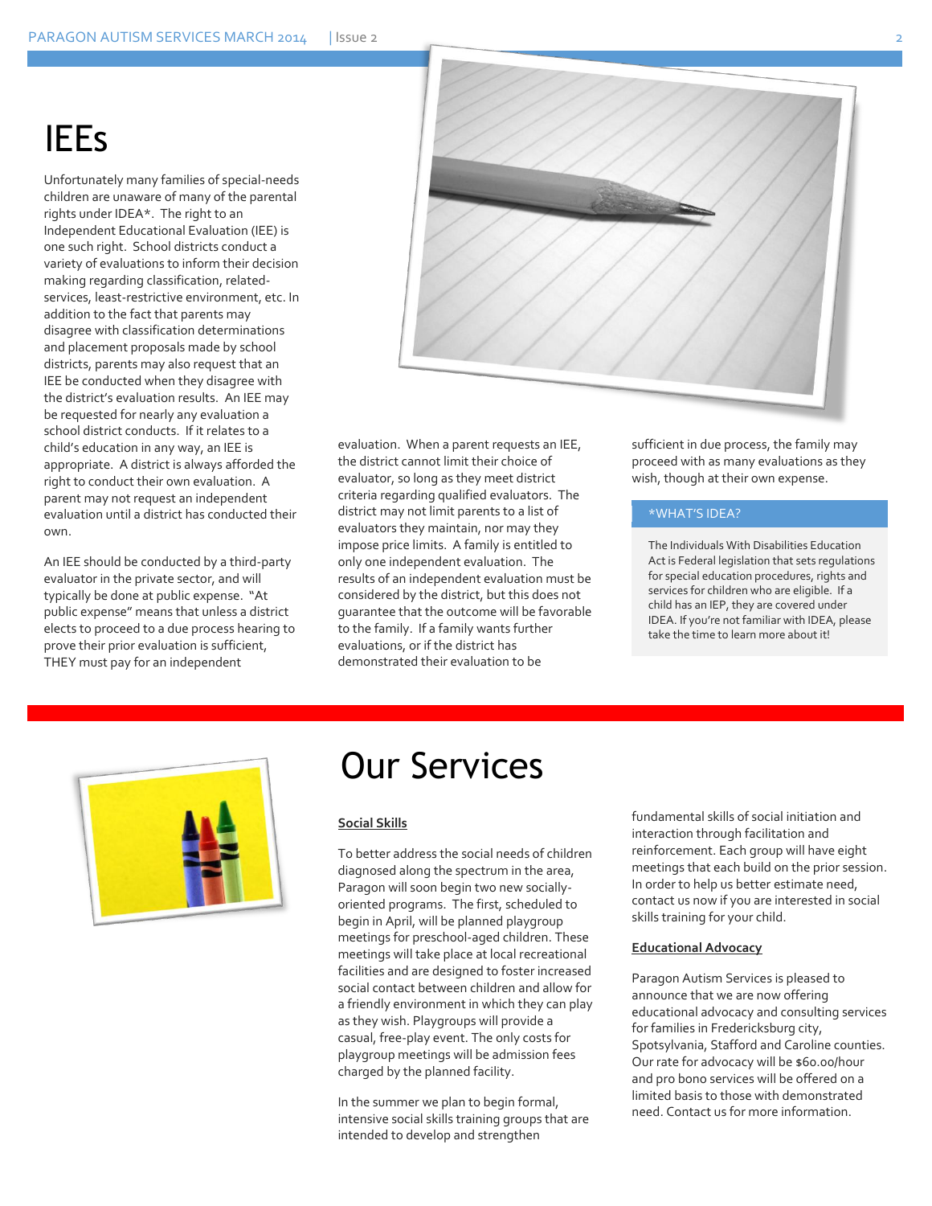# IEEs

Unfortunately many families of special-needs children are unaware of many of the parental rights under IDEA*. The right to an Independent Educational Evaluation (IEE) is one such right. School districts conduct a variety of evaluations to inform their decision making regarding classification, related-services, least-restrictive environment, etc. In addition to the fact that parents may disagree with classification determinations and placement proposals made by school districts, parents may also request that an IEE be conducted when they disagree with the district's evaluation results. An IEE may be requested for nearly any evaluation a school district conducts. If it relates to a child's education in any way, an IEE is appropriate. A district is always afforded the right to conduct their own evaluation. A parent may not request an independent evaluation until a district has conducted their own.

An IEE should be conducted by a third-party evaluator in the private sector, and will typically be done at public expense. "At public expense" means that unless a district elects to proceed to a due process hearing to prove their prior evaluation is sufficient, THEY must pay for an independent evaluation. When a parent requests an IEE, the district cannot limit their choice of evaluator, so long as they meet district criteria regarding qualified evaluators. The district may not limit parents to a list of evaluators they maintain, nor may they impose price limits. A family is entitled to only one independent evaluation. The results of an independent evaluation must be considered by the district, but this does not guarantee that the outcome will be favorable to the family. If a family wants further evaluations, or if the district has demonstrated their evaluation to be sufficient in due process, the family may proceed with as many evaluations as they wish, though at their own expense.

**\*WHAT'S IDEA?**

The Individuals With Disabilities Education Act is Federal legislation that sets regulations for special education procedures, rights and services for children who are eligible. If a child has an IEP, they are covered under IDEA. If you're not familiar with IDEA, please take the time to learn more about it!

# Our Services

**Social Skills**

To better address the social needs of children diagnosed along the spectrum in the area, Paragon will soon begin two new socially-oriented programs. The first, scheduled to begin in April, will be planned playgroup meetings for preschool-aged children. These meetings will take place at local recreational facilities and are designed to foster increased social contact between children and allow for a friendly environment in which they can play as they wish. Playgroups will provide a casual, free-play event. The only costs for playgroup meetings will be admission fees charged by the planned facility.

In the summer we plan to begin formal, intensive social skills training groups that are intended to develop and strengthen fundamental skills of social initiation and interaction through facilitation and reinforcement. Each group will have eight meetings that each build on the prior session. In order to help us better estimate need, contact us now if you are interested in social skills training for your child.

**Educational Advocacy**

Paragon Autism Services is pleased to announce that we are now offering educational advocacy and consulting services for families in Fredericksburg city, Spotsylvania, Stafford and Caroline counties. Our rate for advocacy will be $60.00/hour and pro bono services will be offered on a limited basis to those with demonstrated need. Contact us for more information.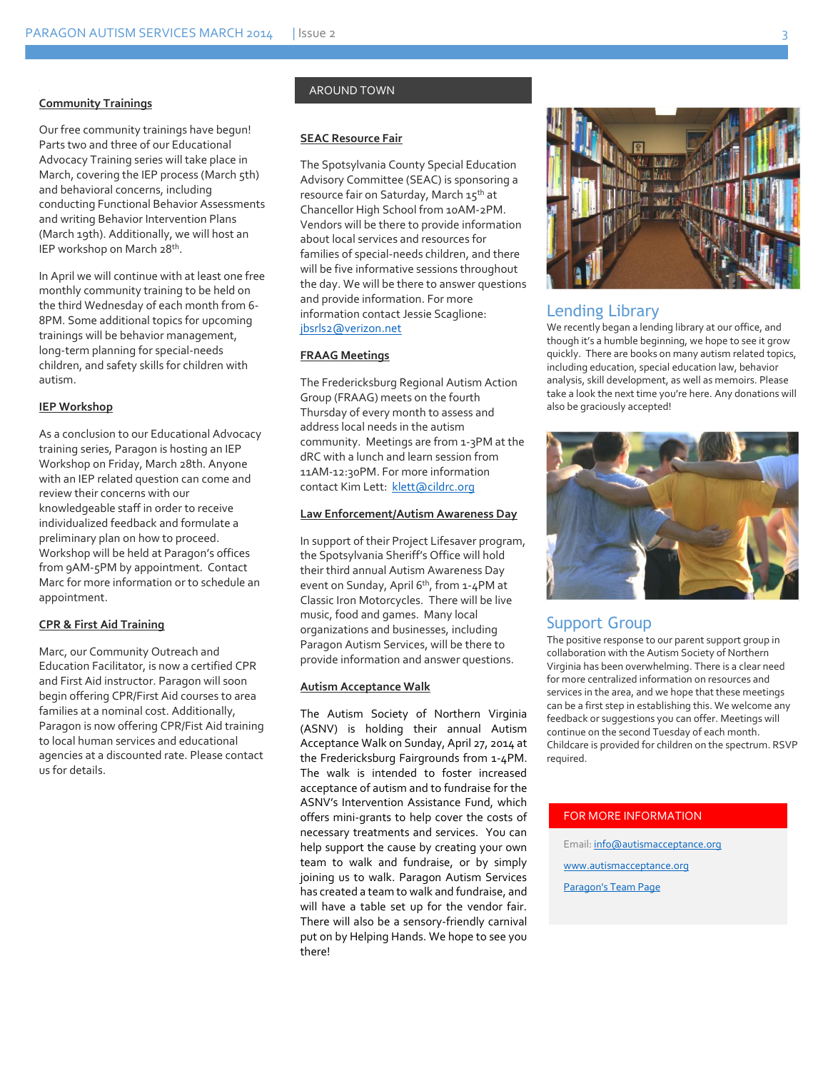## Community Trainings

Our free community trainings have begun! Parts two and three of our Educational Advocacy Training series will take place in March, covering the IEP process (March 5th) and behavioral concerns, including conducting Functional Behavior Assessments and writing Behavior Intervention Plans (March 19th). Additionally, we will host an IEP workshop on March 28th.

In April we will continue with at least one free monthly community training to be held on the third Wednesday of each month from 6-8PM. Some additional topics for upcoming trainings will be behavior management, long-term planning for special-needs children, and safety skills for children with autism.

## IEP Workshop

As a conclusion to our Educational Advocacy training series, Paragon is hosting an IEP Workshop on Friday, March 28th. Anyone with an IEP related question can come and review their concerns with our knowledgeable staff in order to receive individualized feedback and formulate a preliminary plan on how to proceed. Workshop will be held at Paragon's offices from 9AM-5PM by appointment. Contact Marc for more information or to schedule an appointment.

## CPR & First Aid Training

Marc, our Community Outreach and Education Facilitator, is now a certified CPR and First Aid instructor. Paragon will soon begin offering CPR/First Aid courses to area families at a nominal cost. Additionally, Paragon is now offering CPR/Fist Aid training to local human services and educational agencies at a discounted rate. Please contact us for details.

# AROUND TOWN

## SEAC Resource Fair

The Spotsylvania County Special Education Advisory Committee (SEAC) is sponsoring a resource fair on Saturday, March 15th at Chancellor High School from 10AM-2PM. Vendors will be there to provide information about local services and resources for families of special-needs children, and there will be five informative sessions throughout the day. We will be there to answer questions and provide information. For more information contact Jessie Scaglione: jbsrls2@verizon.net

## FRAAG Meetings

The Fredericksburg Regional Autism Action Group (FRAAG) meets on the fourth Thursday of every month to assess and address local needs in the autism community. Meetings are from 1-3PM at the dRC with a lunch and learn session from 11AM-12:30PM. For more information contact Kim Lett: klett@cildrc.org

## Law Enforcement/Autism Awareness Day

In support of their Project Lifesaver program, the Spotsylvania Sheriff's Office will hold their third annual Autism Awareness Day event on Sunday, April 6th, from 1-4PM at Classic Iron Motorcycles. There will be live music, food and games. Many local organizations and businesses, including Paragon Autism Services, will be there to provide information and answer questions.

## Autism Acceptance Walk

The Autism Society of Northern Virginia (ASNV) is holding their annual Autism Acceptance Walk on Sunday, April 27, 2014 at the Fredericksburg Fairgrounds from 1-4PM. The walk is intended to foster increased acceptance of autism and to fundraise for the ASNV's Intervention Assistance Fund, which offers mini-grants to help cover the costs of necessary treatments and services. You can help support the cause by creating your own team to walk and fundraise, or by simply joining us to walk. Paragon Autism Services has created a team to walk and fundraise, and will have a table set up for the vendor fair. There will also be a sensory-friendly carnival put on by Helping Hands. We hope to see you there!

## Lending Library

We recently began a lending library at our office, and though it's a humble beginning, we hope to see it grow quickly. There are books on many autism related topics, including education, special education law, behavior analysis, skill development, as well as memoirs. Please take a look the next time you're here. Any donations will also be graciously accepted!

## Support Group

The positive response to our parent support group in collaboration with the Autism Society of Northern Virginia has been overwhelming. There is a clear need for more centralized information on resources and services in the area, and we hope that these meetings can be a first step in establishing this. We welcome any feedback or suggestions you can offer. Meetings will continue on the second Tuesday of each month. Childcare is provided for children on the spectrum. RSVP required.

### FOR MORE INFORMATION

Email: info@autismacceptance.org

www.autismacceptance.org

Paragon's Team Page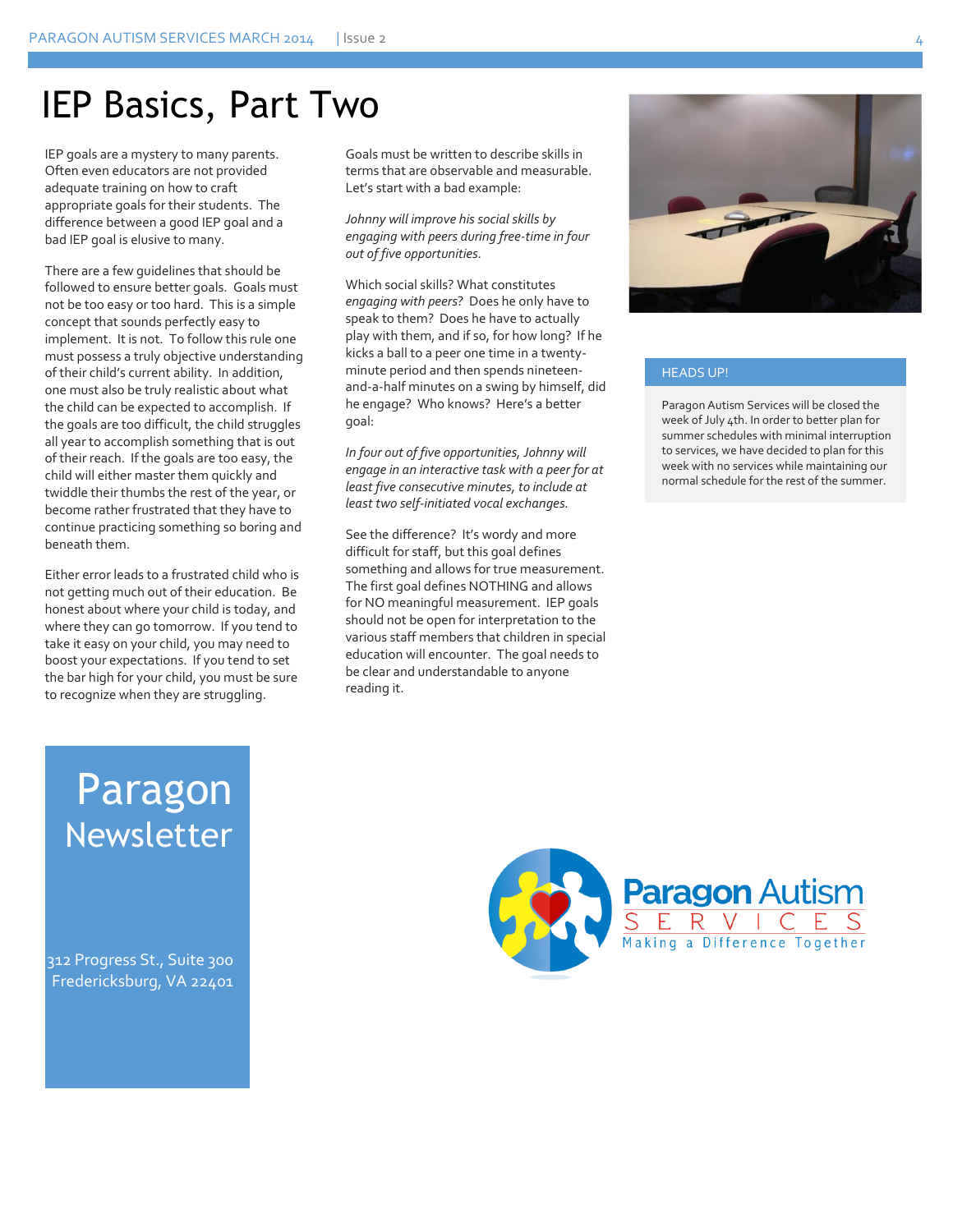# IEP Basics, Part Two

IEP goals are a mystery to many parents. Often even educators are not provided adequate training on how to craft appropriate goals for their students. The difference between a good IEP goal and a bad IEP goal is elusive to many.

There are a few guidelines that should be followed to ensure better goals. Goals must not be too easy or too hard. This is a simple concept that sounds perfectly easy to implement. It is not. To follow this rule one must possess a truly objective understanding of their child's current ability. In addition, one must also be truly realistic about what the child can be expected to accomplish. If the goals are too difficult, the child struggles all year to accomplish something that is out of their reach. If the goals are too easy, the child will either master them quickly and twiddle their thumbs the rest of the year, or become rather frustrated that they have to continue practicing something so boring and beneath them.

Either error leads to a frustrated child who is not getting much out of their education. Be honest about where your child is today, and where they can go tomorrow. If you tend to take it easy on your child, you may need to boost your expectations. If you tend to set the bar high for your child, you must be sure to recognize when they are struggling.

Goals must be written to describe skills in terms that are observable and measurable. Let's start with a bad example:

*Johnny will improve his social skills by engaging with peers during free-time in four out of five opportunities.*

Which social skills? What constitutes *engaging with peers*? Does he only have to speak to them? Does he have to actually play with them, and if so, for how long? If he kicks a ball to a peer one time in a twenty-minute period and then spends nineteen-and-a-half minutes on a swing by himself, did he engage? Who knows? Here's a better goal:

*In four out of five opportunities, Johnny will engage in an interactive task with a peer for at least five consecutive minutes, to include at least two self-initiated vocal exchanges.*

See the difference? It's wordy and more difficult for staff, but this goal defines something and allows for true measurement. The first goal defines NOTHING and allows for NO meaningful measurement. IEP goals should not be open for interpretation to the various staff members that children in special education will encounter. The goal needs to be clear and understandable to anyone reading it.

## HEADS UP!

Paragon Autism Services will be closed the week of July 4th. In order to better plan for summer schedules with minimal interruption to services, we have decided to plan for this week with no services while maintaining our normal schedule for the rest of the summer.

## Paragon Newsletter

312 Progress St., Suite 300
Fredericksburg, VA 22401

**Paragon Autism SERVICES**
Making a Difference Together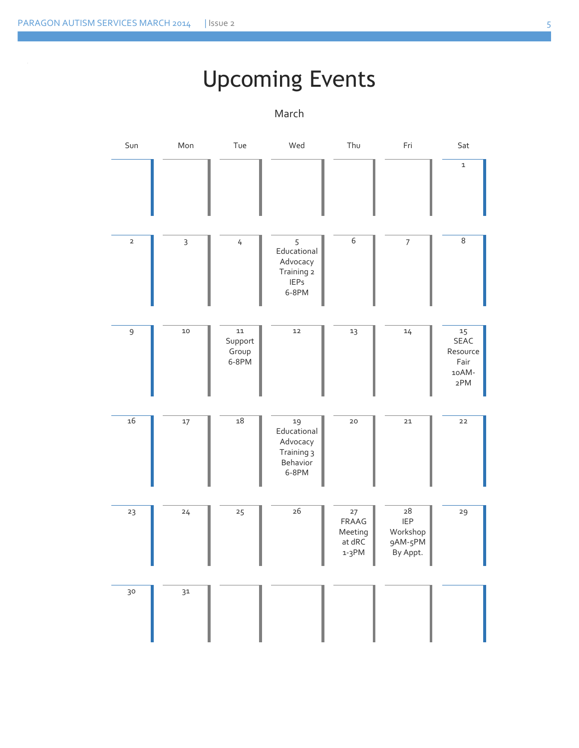# Upcoming Events

March

| Sun | Mon | Tue | Wed | Thu | Fri | Sat |
|---|---|---|---|---|---|---|
| | | | | | | 1 |
| 2 | 3 | 4 | 5 Educational Advocacy Training 2 IEPs 6-8PM | 6 | 7 | 8 |
| 9 | 10 | 11 Support Group 6-8PM | 12 | 13 | 14 | 15 SEAC Resource Fair 10AM-2PM |
| 16 | 17 | 18 | 19 Educational Advocacy Training 3 Behavior 6-8PM | 20 | 21 | 22 |
| 23 | 24 | 25 | 26 | 27 FRAAG Meeting at dRC 1-3PM | 28 IEP Workshop 9AM-5PM By Appt. | 29 |
| 30 | 31 | | | | | |